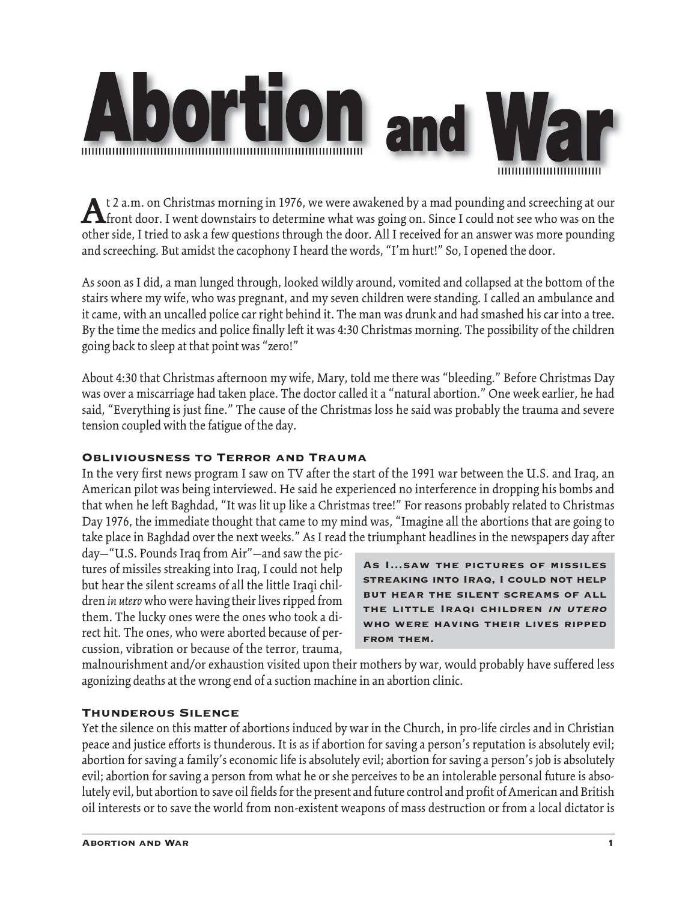# Abortion and War

At 2 a.m. on Christmas morning in 1976, we were awakened by a mad pounding and screeching at our front door. I went downstairs to determine what was going on. Since I could not see who was on the other side, I tried to ask a few questions through the door. All I received for an answer was more pounding and screeching. But amidst the cacophony I heard the words, "I'm hurt!" So, I opened the door.

As soon as I did, a man lunged through, looked wildly around, vomited and collapsed at the bottom of the stairs where my wife, who was pregnant, and my seven children were standing. I called an ambulance and it came, with an uncalled police car right behind it. The man was drunk and had smashed his car into a tree. By the time the medics and police finally left it was 4:30 Christmas morning. The possibility of the children going back to sleep at that point was "zero!"

About 4:30 that Christmas afternoon my wife, Mary, told me there was "bleeding." Before Christmas Day was over a miscarriage had taken place. The doctor called it a "natural abortion." One week earlier, he had said, "Everything is just fine." The cause of the Christmas loss he said was probably the trauma and severe tension coupled with the fatigue of the day.

### Obliviousness to Terror and Trauma

In the very first news program I saw on TV after the start of the 1991 war between the U.S. and Iraq, an American pilot was being interviewed. He said he experienced no interference in dropping his bombs and that when he left Baghdad, "It was lit up like a Christmas tree!" For reasons probably related to Christmas Day 1976, the immediate thought that came to my mind was, "Imagine all the abortions that are going to take place in Baghdad over the next weeks." As I read the triumphant headlines in the newspapers day after day—"U.S. Pounds Iraq from Air"—and saw the pictures of missiles streaking into Iraq, I could not help but hear the silent screams of all the little Iraqi children *in utero* who were having their lives ripped from them. The lucky ones were the ones who took a direct hit. The ones, who were aborted because of percussion, vibration or because of the terror, trauma, malnourishment and/or exhaustion visited upon their mothers by war, would probably have suffered less agonizing deaths at the wrong end of a suction machine in an abortion clinic.

> **As I...saw the pictures of missiles streaking into Iraq, I could not help but hear the silent screams of all the little Iraqi children *in utero* who were having their lives ripped from them.**

### Thunderous Silence

Yet the silence on this matter of abortions induced by war in the Church, in pro-life circles and in Christian peace and justice efforts is thunderous. It is as if abortion for saving a person's reputation is absolutely evil; abortion for saving a family's economic life is absolutely evil; abortion for saving a person's job is absolutely evil; abortion for saving a person from what he or she perceives to be an intolerable personal future is absolutely evil, but abortion to save oil fields for the present and future control and profit of American and British oil interests or to save the world from non-existent weapons of mass destruction or from a local dictator is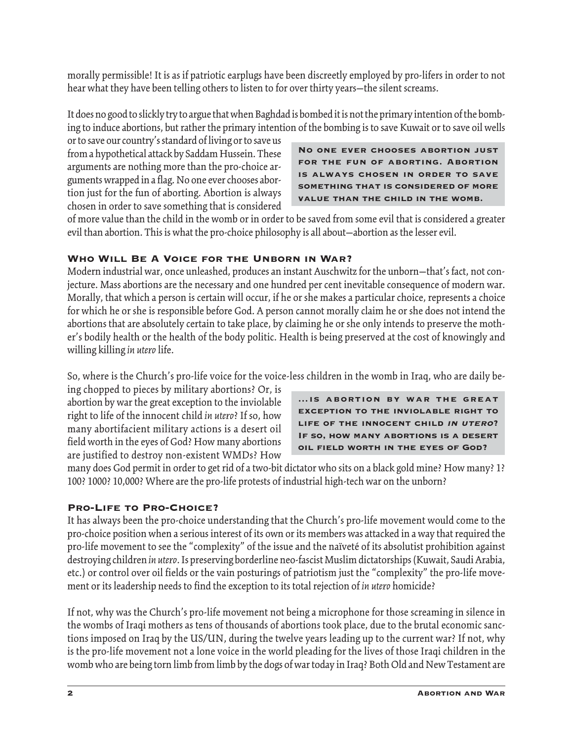morally permissible! It is as if patriotic earplugs have been discreetly employed by pro-lifers in order to not hear what they have been telling others to listen to for over thirty years—the silent screams.

It does no good to slickly try to argue that when Baghdad is bombed it is not the primary intention of the bombing to induce abortions, but rather the primary intention of the bombing is to save Kuwait or to save oil wells or to save our country's standard of living or to save us from a hypothetical attack by Saddam Hussein. These arguments are nothing more than the pro-choice arguments wrapped in a flag. No one ever chooses abortion just for the fun of aborting. Abortion is always chosen in order to save something that is considered of more value than the child in the womb or in order to be saved from some evil that is considered a greater evil than abortion. This is what the pro-choice philosophy is all about—abortion as the lesser evil.

> **No one ever chooses abortion just for the fun of aborting. Abortion is always chosen in order to save something that is considered of more value than the child in the womb.**

### Who Will Be A Voice for the Unborn in War?

Modern industrial war, once unleashed, produces an instant Auschwitz for the unborn—that's fact, not conjecture. Mass abortions are the necessary and one hundred per cent inevitable consequence of modern war. Morally, that which a person is certain will occur, if he or she makes a particular choice, represents a choice for which he or she is responsible before God. A person cannot morally claim he or she does not intend the abortions that are absolutely certain to take place, by claiming he or she only intends to preserve the mother's bodily health or the health of the body politic. Health is being preserved at the cost of knowingly and willing killing *in utero* life.

So, where is the Church's pro-life voice for the voice-less children in the womb in Iraq, who are daily being chopped to pieces by military abortions? Or, is abortion by war the great exception to the inviolable right to life of the innocent child *in utero*? If so, how many abortifacient military actions is a desert oil field worth in the eyes of God? How many abortions are justified to destroy non-existent WMDs? How many does God permit in order to get rid of a two-bit dictator who sits on a black gold mine? How many? 1? 100? 1000? 10,000? Where are the pro-life protests of industrial high-tech war on the unborn?

> **...is abortion by war the great exception to the inviolable right to life of the innocent child *in utero*? If so, how many abortions is a desert oil field worth in the eyes of God?**

### Pro-Life to Pro-Choice?

It has always been the pro-choice understanding that the Church's pro-life movement would come to the pro-choice position when a serious interest of its own or its members was attacked in a way that required the pro-life movement to see the "complexity" of the issue and the naïveté of its absolutist prohibition against destroying children *in utero*. Is preserving borderline neo-fascist Muslim dictatorships (Kuwait, Saudi Arabia, etc.) or control over oil fields or the vain posturings of patriotism just the "complexity" the pro-life movement or its leadership needs to find the exception to its total rejection of *in utero* homicide?

If not, why was the Church's pro-life movement not being a microphone for those screaming in silence in the wombs of Iraqi mothers as tens of thousands of abortions took place, due to the brutal economic sanctions imposed on Iraq by the US/UN, during the twelve years leading up to the current war? If not, why is the pro-life movement not a lone voice in the world pleading for the lives of those Iraqi children in the womb who are being torn limb from limb by the dogs of war today in Iraq? Both Old and New Testament are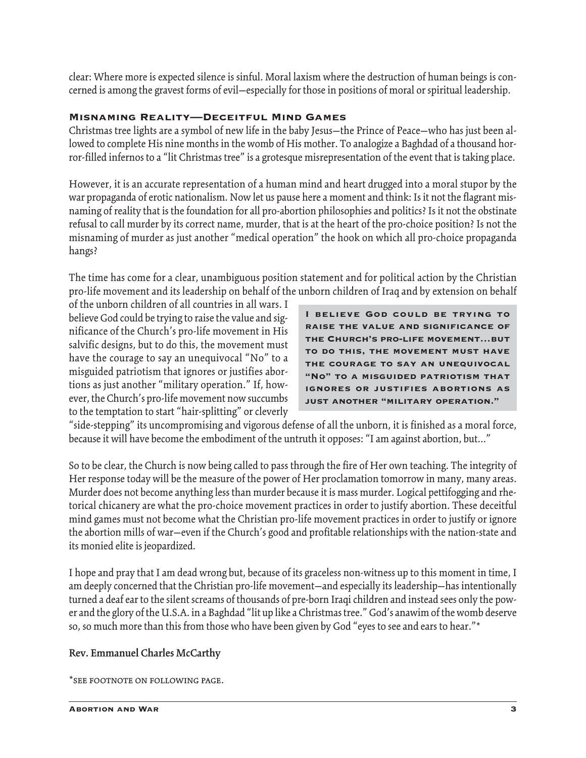clear: Where more is expected silence is sinful. Moral laxism where the destruction of human beings is concerned is among the gravest forms of evil—especially for those in positions of moral or spiritual leadership.

### Misnaming Reality—Deceitful Mind Games

Christmas tree lights are a symbol of new life in the baby Jesus—the Prince of Peace—who has just been allowed to complete His nine months in the womb of His mother. To analogize a Baghdad of a thousand horror-filled infernos to a "lit Christmas tree" is a grotesque misrepresentation of the event that is taking place.

However, it is an accurate representation of a human mind and heart drugged into a moral stupor by the war propaganda of erotic nationalism. Now let us pause here a moment and think: Is it not the flagrant misnaming of reality that is the foundation for all pro-abortion philosophies and politics? Is it not the obstinate refusal to call murder by its correct name, murder, that is at the heart of the pro-choice position? Is not the misnaming of murder as just another "medical operation" the hook on which all pro-choice propaganda hangs?

The time has come for a clear, unambiguous position statement and for political action by the Christian pro-life movement and its leadership on behalf of the unborn children of Iraq and by extension on behalf of the unborn children of all countries in all wars. I believe God could be trying to raise the value and significance of the Church's pro-life movement in His salvific designs, but to do this, the movement must have the courage to say an unequivocal "No" to a misguided patriotism that ignores or justifies abortions as just another "military operation." If, however, the Church's pro-life movement now succumbs to the temptation to start "hair-splitting" or cleverly "side-stepping" its uncompromising and vigorous defense of all the unborn, it is finished as a moral force, because it will have become the embodiment of the untruth it opposes: "I am against abortion, but..."

> **I believe God could be trying to raise the value and significance of the Church's pro-life movement...but to do this, the movement must have the courage to say an unequivocal "No" to a misguided patriotism that ignores or justifies abortions as just another "military operation."**

So to be clear, the Church is now being called to pass through the fire of Her own teaching. The integrity of Her response today will be the measure of the power of Her proclamation tomorrow in many, many areas. Murder does not become anything less than murder because it is mass murder. Logical pettifogging and rhetorical chicanery are what the pro-choice movement practices in order to justify abortion. These deceitful mind games must not become what the Christian pro-life movement practices in order to justify or ignore the abortion mills of war—even if the Church's good and profitable relationships with the nation-state and its monied elite is jeopardized.

I hope and pray that I am dead wrong but, because of its graceless non-witness up to this moment in time, I am deeply concerned that the Christian pro-life movement—and especially its leadership—has intentionally turned a deaf ear to the silent screams of thousands of pre-born Iraqi children and instead sees only the power and the glory of the U.S.A. in a Baghdad "lit up like a Christmas tree." God's anawim of the womb deserve so, so much more than this from those who have been given by God "eyes to see and ears to hear."*

**Rev. Emmanuel Charles McCarthy**

*see footnote on following page.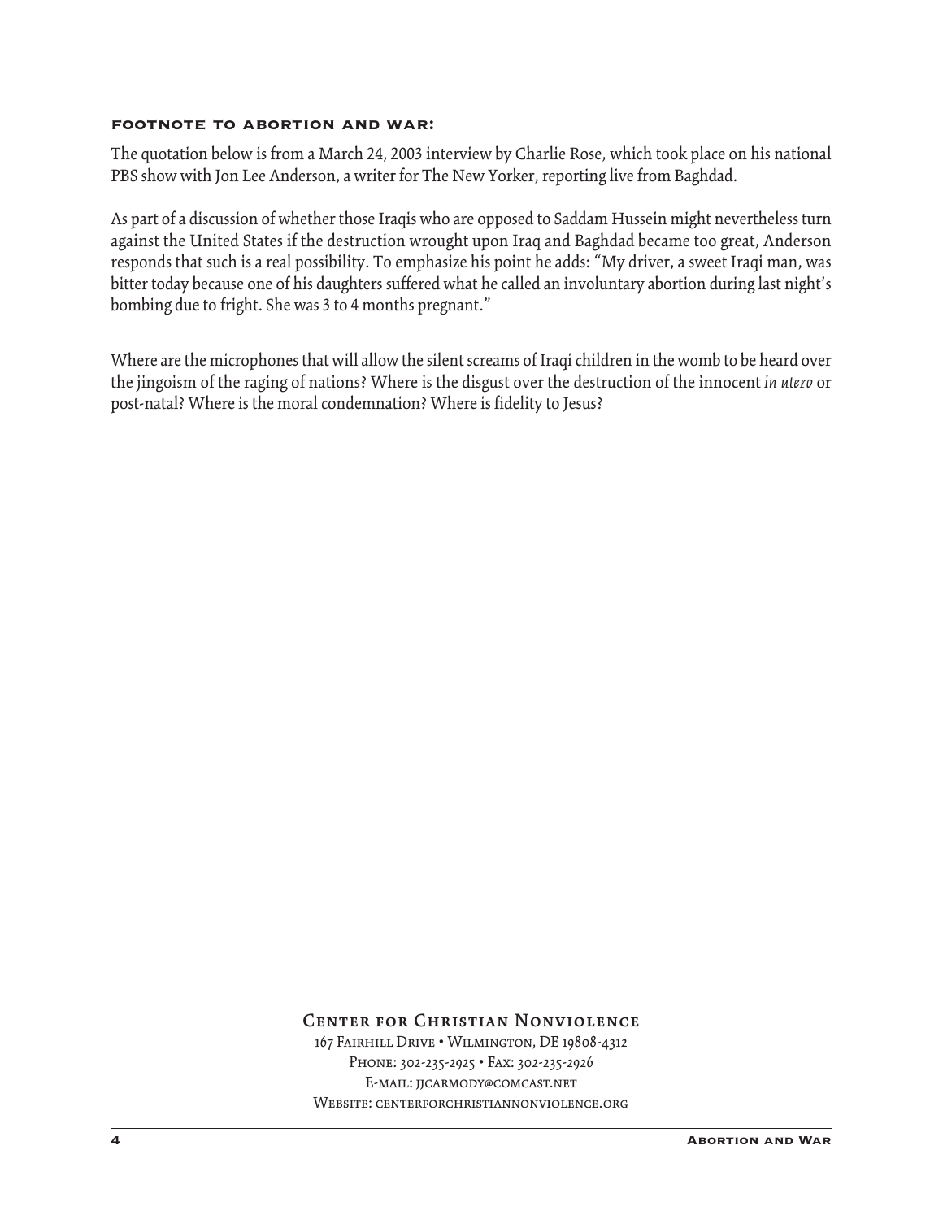### footnote to abortion and war:

The quotation below is from a March 24, 2003 interview by Charlie Rose, which took place on his national PBS show with Jon Lee Anderson, a writer for The New Yorker, reporting live from Baghdad.

As part of a discussion of whether those Iraqis who are opposed to Saddam Hussein might nevertheless turn against the United States if the destruction wrought upon Iraq and Baghdad became too great, Anderson responds that such is a real possibility. To emphasize his point he adds: "My driver, a sweet Iraqi man, was bitter today because one of his daughters suffered what he called an involuntary abortion during last night's bombing due to fright. She was 3 to 4 months pregnant."

Where are the microphones that will allow the silent screams of Iraqi children in the womb to be heard over the jingoism of the raging of nations? Where is the disgust over the destruction of the innocent *in utero* or post-natal? Where is the moral condemnation? Where is fidelity to Jesus?

**Center for Christian Nonviolence**
167 Fairhill Drive • Wilmington, DE 19808-4312
Phone: 302-235-2925 • Fax: 302-235-2926
E-mail: jjcarmody@comcast.net
Website: centerforchristiannonviolence.org